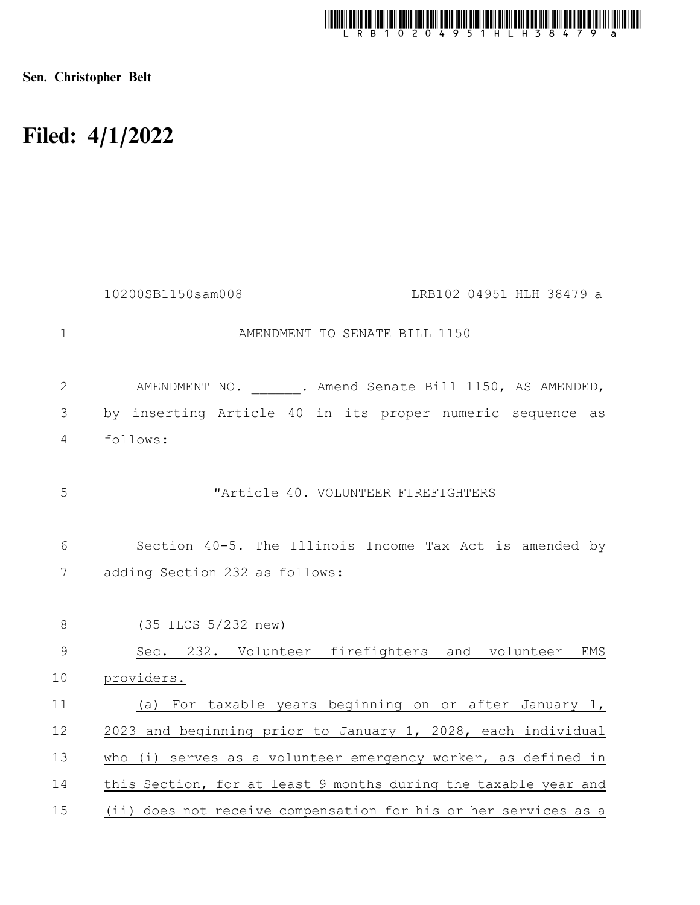Sen. Christopher Belt

# Filed: 4/1/2022

10200SB1150sam008 LRB102 04951 HLH 38479 a

AMENDMENT TO SENATE BILL 1150

AMENDMENT NO. ______. Amend Senate Bill 1150, AS AMENDED, by inserting Article 40 in its proper numeric sequence as follows:

"Article 40. VOLUNTEER FIREFIGHTERS

Section 40-5. The Illinois Income Tax Act is amended by adding Section 232 as follows:

(35 ILCS 5/232 new)

Sec. 232. Volunteer firefighters and volunteer EMS providers.

(a) For taxable years beginning on or after January 1, 2023 and beginning prior to January 1, 2028, each individual who (i) serves as a volunteer emergency worker, as defined in this Section, for at least 9 months during the taxable year and (ii) does not receive compensation for his or her services as a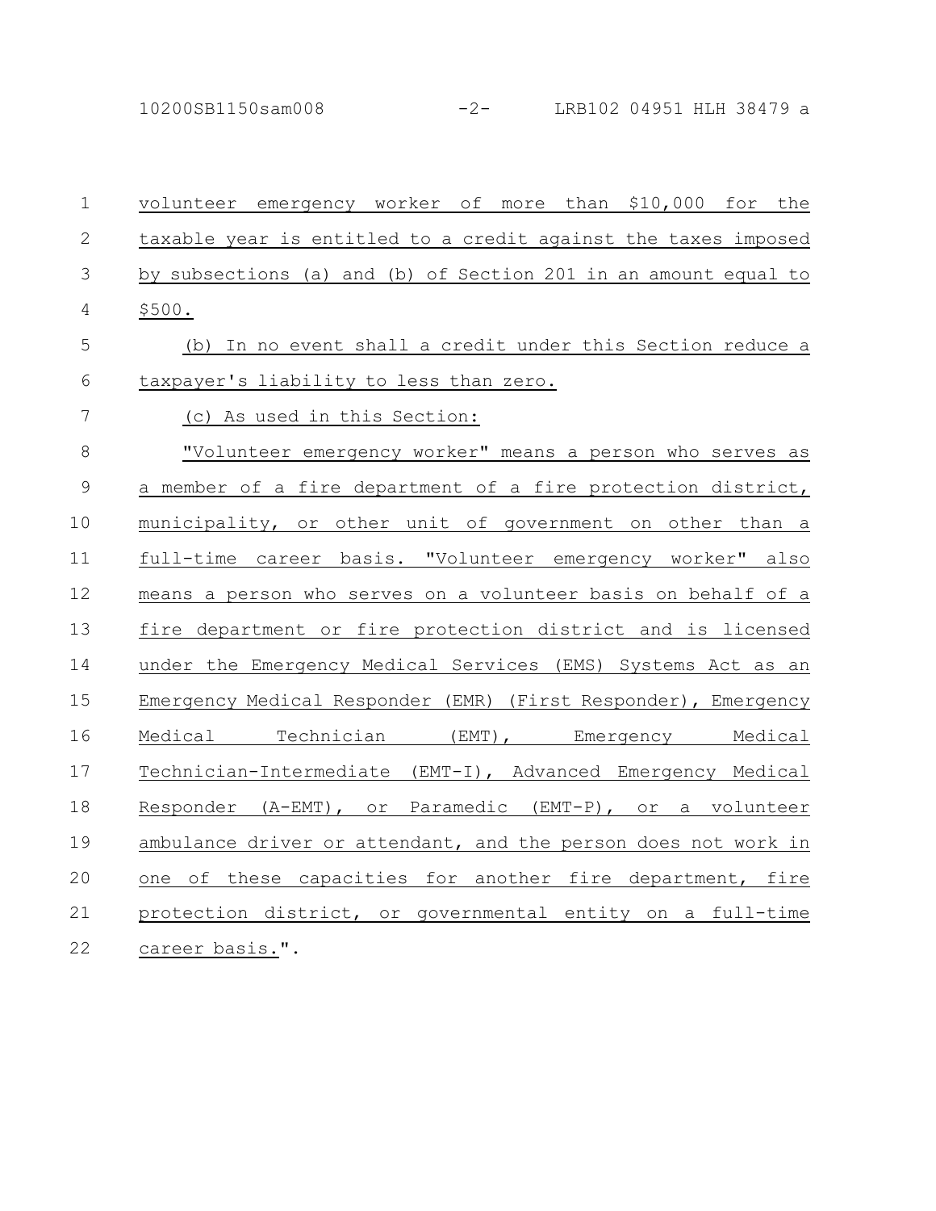volunteer emergency worker of more than $10,000 for the taxable year is entitled to a credit against the taxes imposed by subsections (a) and (b) of Section 201 in an amount equal to $500.

(b) In no event shall a credit under this Section reduce a taxpayer's liability to less than zero.

(c) As used in this Section:

"Volunteer emergency worker" means a person who serves as a member of a fire department of a fire protection district, municipality, or other unit of government on other than a full-time career basis. "Volunteer emergency worker" also means a person who serves on a volunteer basis on behalf of a fire department or fire protection district and is licensed under the Emergency Medical Services (EMS) Systems Act as an Emergency Medical Responder (EMR) (First Responder), Emergency Medical Technician (EMT), Emergency Medical Technician-Intermediate (EMT-I), Advanced Emergency Medical Responder (A-EMT), or Paramedic (EMT-P), or a volunteer ambulance driver or attendant, and the person does not work in one of these capacities for another fire department, fire protection district, or governmental entity on a full-time career basis.".